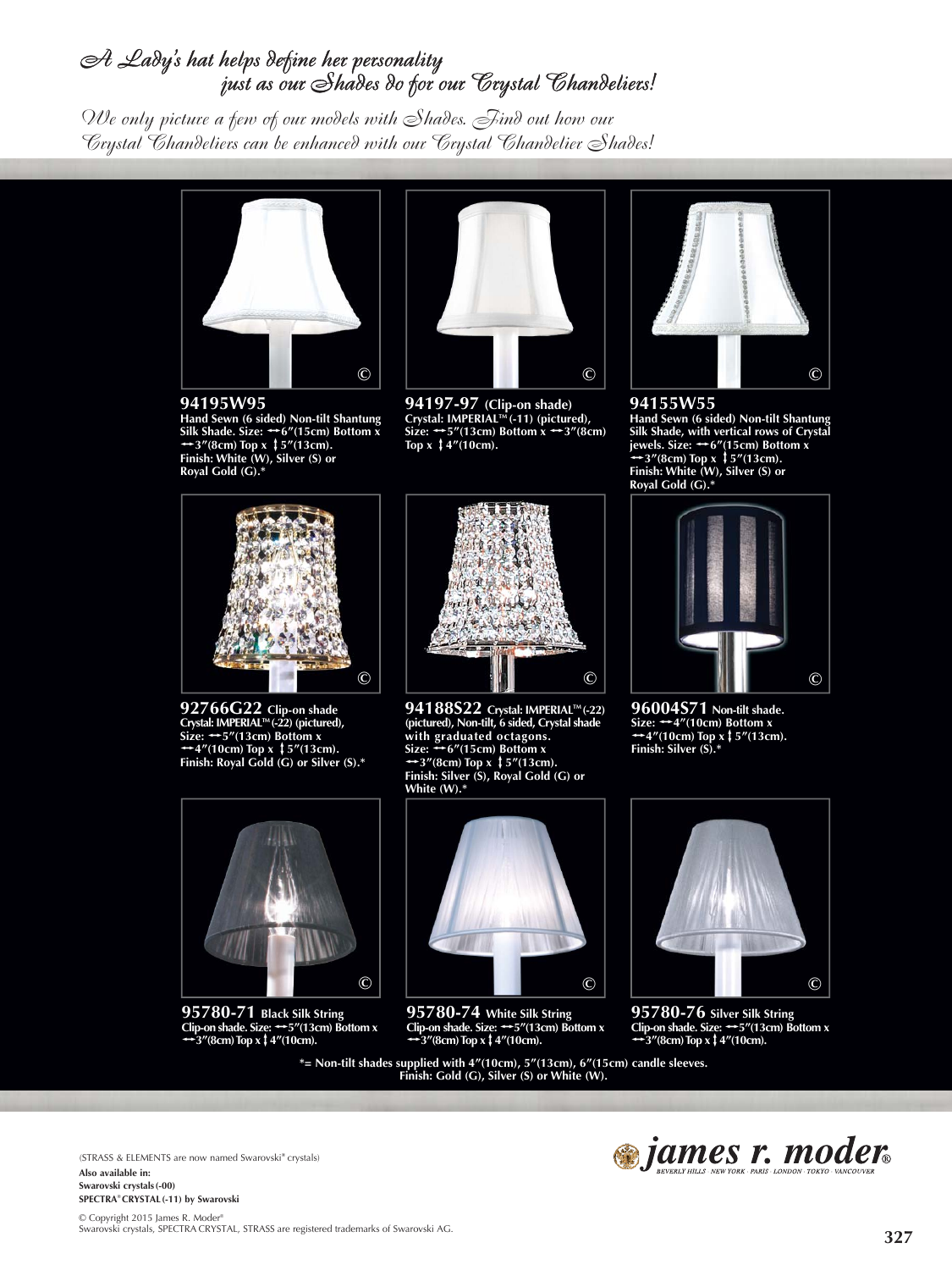# *A Lady's hat helps define her personality just as our Shades do for our Crystal Chandeliers!*

*We only picture a few of our models with Shades. Find out how our Crystal Chandeliers can be enhanced with our Crystal Chandelier Shades!*

**94195W95**
**Hand Sewn (6 sided) Non-tilt Shantung Silk Shade. Size: ↔6"(15cm) Bottom x ↔3"(8cm) Top x ↕5"(13cm). Finish: White (W), Silver (S) or Royal Gold (G).***

**94197-97 (Clip-on shade)**
**Crystal: IMPERIAL™ (-11) (pictured), Size: ↔5"(13cm) Bottom x ↔3"(8cm) Top x ↕4"(10cm).**

**94155W55**
**Hand Sewn (6 sided) Non-tilt Shantung Silk Shade, with vertical rows of Crystal jewels. Size: ↔6"(15cm) Bottom x ↔3"(8cm) Top x ↕5"(13cm). Finish: White (W), Silver (S) or Royal Gold (G).***

**92766G22 Clip-on shade**
**Crystal: IMPERIAL™ (-22) (pictured), Size: ↔5"(13cm) Bottom x ↔4"(10cm) Top x ↕5"(13cm). Finish: Royal Gold (G) or Silver (S).***

**94188S22 Crystal: IMPERIAL™ (-22)**
**(pictured), Non-tilt, 6 sided, Crystal shade with graduated octagons. Size: ↔6"(15cm) Bottom x ↔3"(8cm) Top x ↕5"(13cm). Finish: Silver (S), Royal Gold (G) or White (W).***

**96004S71 Non-tilt shade.**
**Size: ↔4"(10cm) Bottom x ↔4"(10cm) Top x ↕5"(13cm). Finish: Silver (S).***

**95780-71 Black Silk String**
**Clip-on shade. Size: ↔5"(13cm) Bottom x ↔3"(8cm) Top x ↕4"(10cm).**

**95780-74 White Silk String**
**Clip-on shade. Size: ↔5"(13cm) Bottom x ↔3"(8cm) Top x ↕4"(10cm).**

**95780-76 Silver Silk String**
**Clip-on shade. Size: ↔5"(13cm) Bottom x ↔3"(8cm) Top x ↕4"(10cm).**

***= Non-tilt shades supplied with 4"(10cm), 5"(13cm), 6"(15cm) candle sleeves. Finish: Gold (G), Silver (S) or White (W).**

(STRASS & ELEMENTS are now named Swarovski® crystals)

**Also available in:**
**Swarovski crystals (-00)**
**SPECTRA® CRYSTAL (-11) by Swarovski**

© Copyright 2015 James R. Moder®
Swarovski crystals, SPECTRA CRYSTAL, STRASS are registered trademarks of Swarovski AG.

*james r. moder®*
BEVERLY HILLS · NEW YORK · PARIS · LONDON · TOKYO · VANCOUVER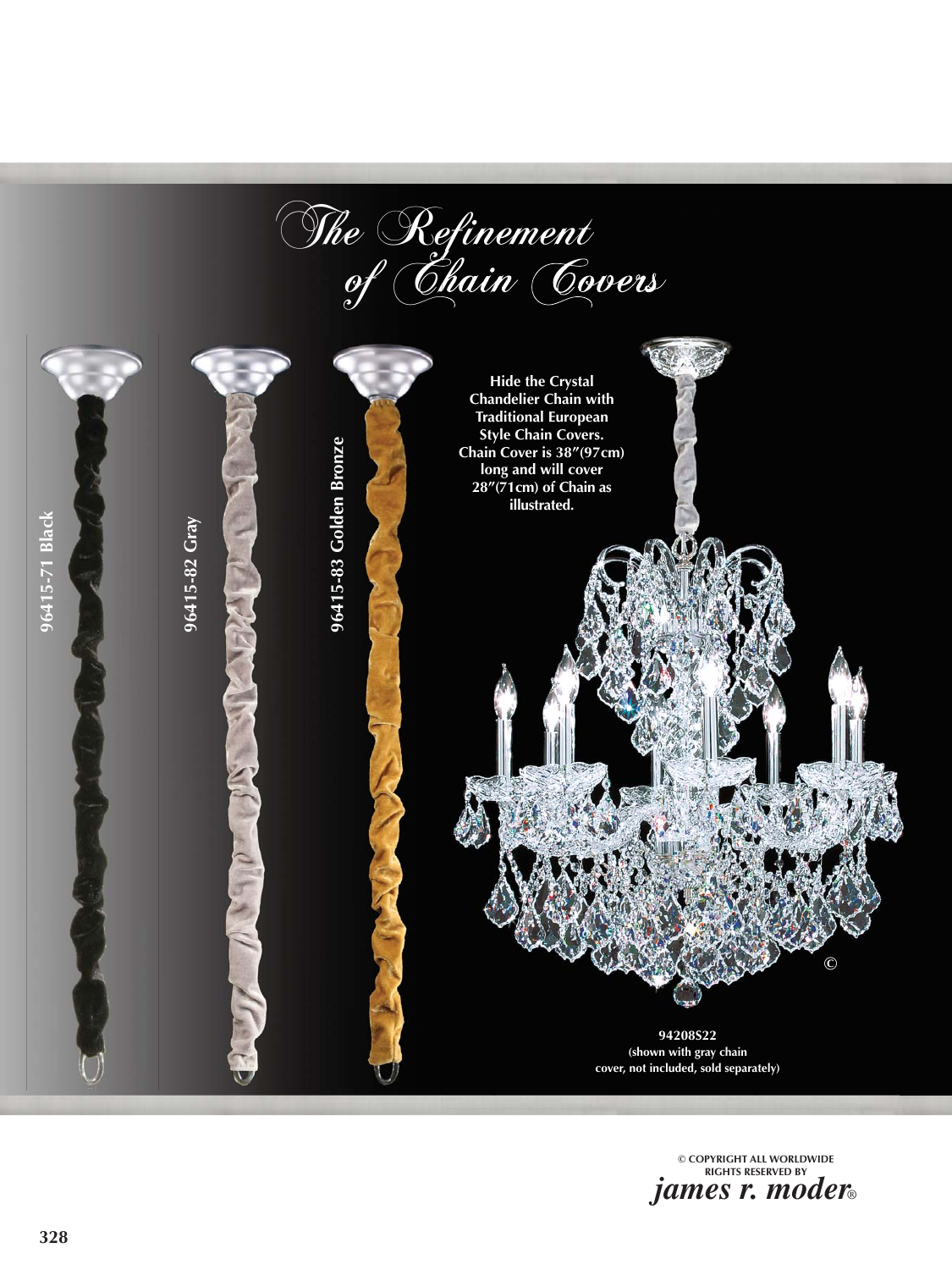# The Refinement of Chain Covers

**96415-71 Black**

**96415-82 Gray**

**96415-83 Golden Bronze**

**Hide the Crystal Chandelier Chain with Traditional European Style Chain Covers. Chain Cover is 38″(97cm) long and will cover 28″(71cm) of Chain as illustrated.**

©

**94208S22**
**(shown with gray chain cover, not included, sold separately)**

© COPYRIGHT ALL WORLDWIDE RIGHTS RESERVED BY
*james r. moder*®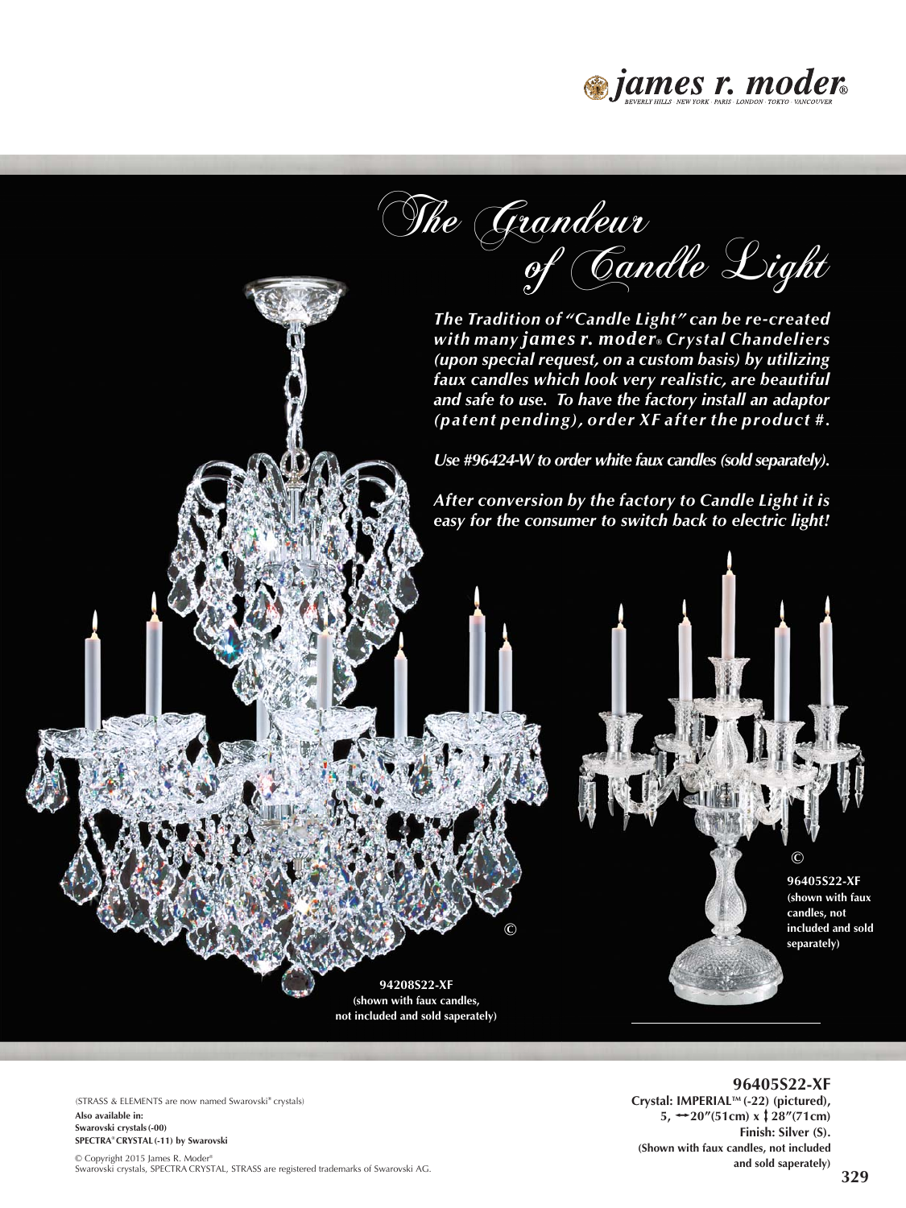# The Grandeur of Candle Light

***The Tradition of "Candle Light" can be re-created with many james r. moder® Crystal Chandeliers (upon special request, on a custom basis) by utilizing faux candles which look very realistic, are beautiful and safe to use. To have the factory install an adaptor (patent pending), order XF after the product #.***

***Use #96424-W to order white faux candles (sold separately).***

***After conversion by the factory to Candle Light it is easy for the consumer to switch back to electric light!***

©

**94208S22-XF**
**(shown with faux candles, not included and sold saperately)**

©

**96405S22-XF**
**(shown with faux candles, not included and sold separately)**

(STRASS & ELEMENTS are now named Swarovski® crystals)

**Also available in:**
**Swarovski crystals (-00)**
**SPECTRA® CRYSTAL (-11) by Swarovski**

© Copyright 2015 James R. Moder®
Swarovski crystals, SPECTRA CRYSTAL, STRASS are registered trademarks of Swarovski AG.

**96405S22-XF**
**Crystal: IMPERIAL™ (-22) (pictured),**
**5, ↔20"(51cm) x ↕28"(71cm)**
**Finish: Silver (S).**
**(Shown with faux candles, not included and sold saperately)**